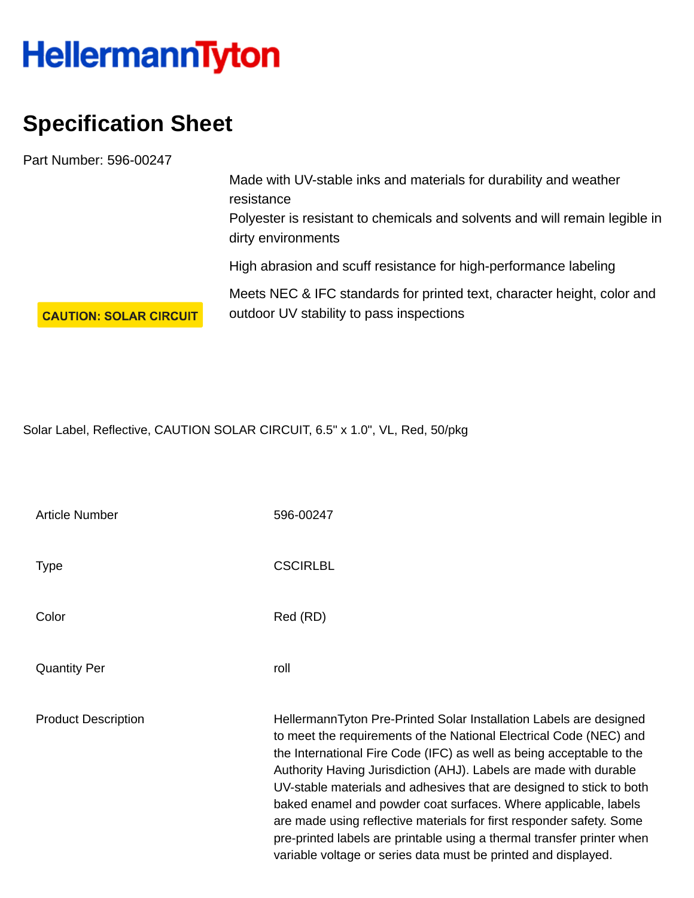HellermannTyton

# Specification Sheet

Part Number: 596-00247

CAUTION: SOLAR CIRCUIT

Made with UV-stable inks and materials for durability and weather resistance
Polyester is resistant to chemicals and solvents and will remain legible in dirty environments

High abrasion and scuff resistance for high-performance labeling

Meets NEC & IFC standards for printed text, character height, color and outdoor UV stability to pass inspections

Solar Label, Reflective, CAUTION SOLAR CIRCUIT, 6.5" x 1.0", VL, Red, 50/pkg

| | |
|---|---|
| Article Number | 596-00247 |
| Type | CSCIRLBL |
| Color | Red (RD) |
| Quantity Per | roll |
| Product Description | HellermannTyton Pre-Printed Solar Installation Labels are designed to meet the requirements of the National Electrical Code (NEC) and the International Fire Code (IFC) as well as being acceptable to the Authority Having Jurisdiction (AHJ). Labels are made with durable UV-stable materials and adhesives that are designed to stick to both baked enamel and powder coat surfaces. Where applicable, labels are made using reflective materials for first responder safety. Some pre-printed labels are printable using a thermal transfer printer when variable voltage or series data must be printed and displayed. |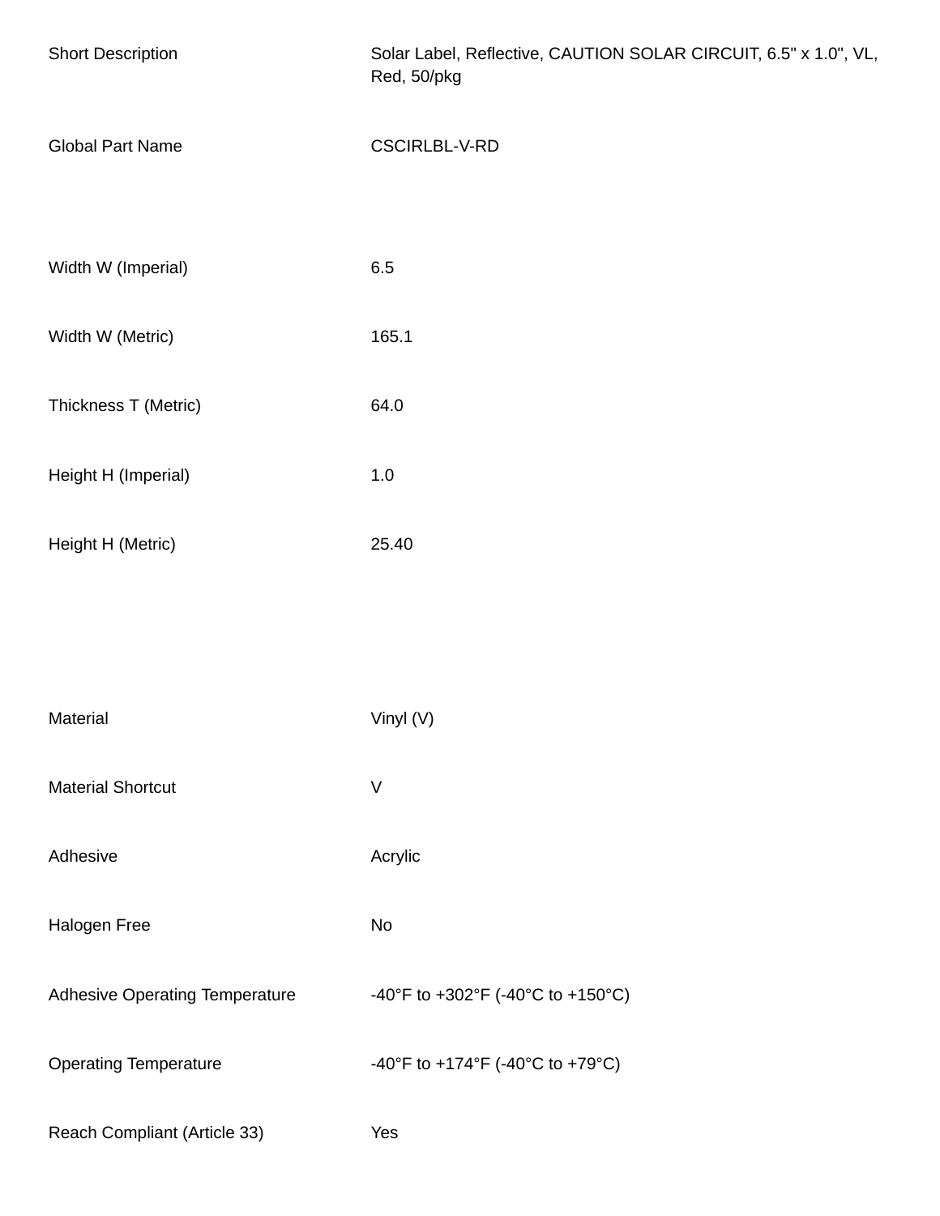| | |
|---|---|
| Short Description | Solar Label, Reflective, CAUTION SOLAR CIRCUIT, 6.5" x 1.0", VL, Red, 50/pkg |
| Global Part Name | CSCIRLBL-V-RD |
| Width W (Imperial) | 6.5 |
| Width W (Metric) | 165.1 |
| Thickness T (Metric) | 64.0 |
| Height H (Imperial) | 1.0 |
| Height H (Metric) | 25.40 |
| Material | Vinyl (V) |
| Material Shortcut | V |
| Adhesive | Acrylic |
| Halogen Free | No |
| Adhesive Operating Temperature | -40°F to +302°F (-40°C to +150°C) |
| Operating Temperature | -40°F to +174°F (-40°C to +79°C) |
| Reach Compliant (Article 33) | Yes |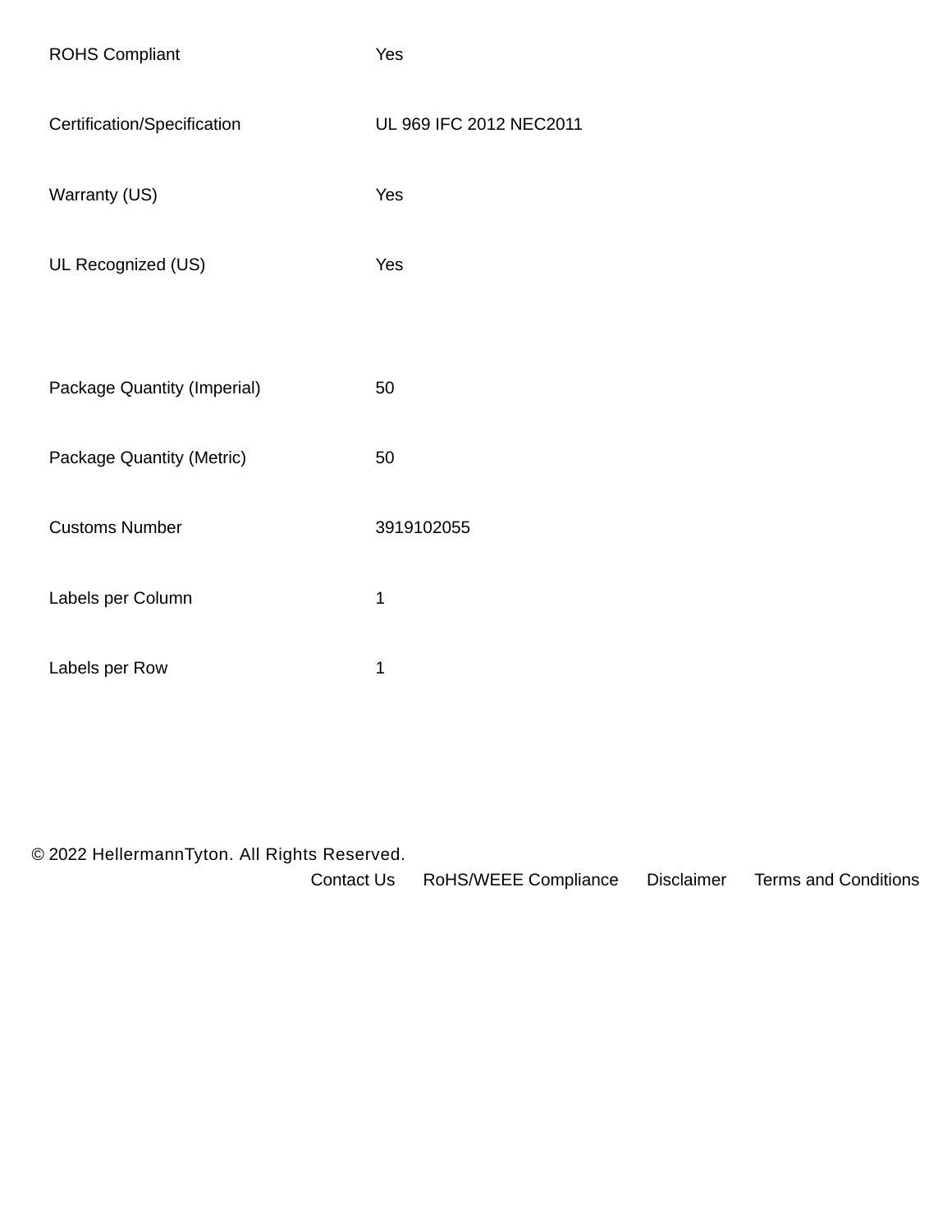| | |
|---|---|
| ROHS Compliant | Yes |
| Certification/Specification | UL 969 IFC 2012 NEC2011 |
| Warranty (US) | Yes |
| UL Recognized (US) | Yes |

| | |
|---|---|
| Package Quantity (Imperial) | 50 |
| Package Quantity (Metric) | 50 |
| Customs Number | 3919102055 |
| Labels per Column | 1 |
| Labels per Row | 1 |

© 2022 HellermannTyton. All Rights Reserved.

Contact Us    RoHS/WEEE Compliance    Disclaimer    Terms and Conditions